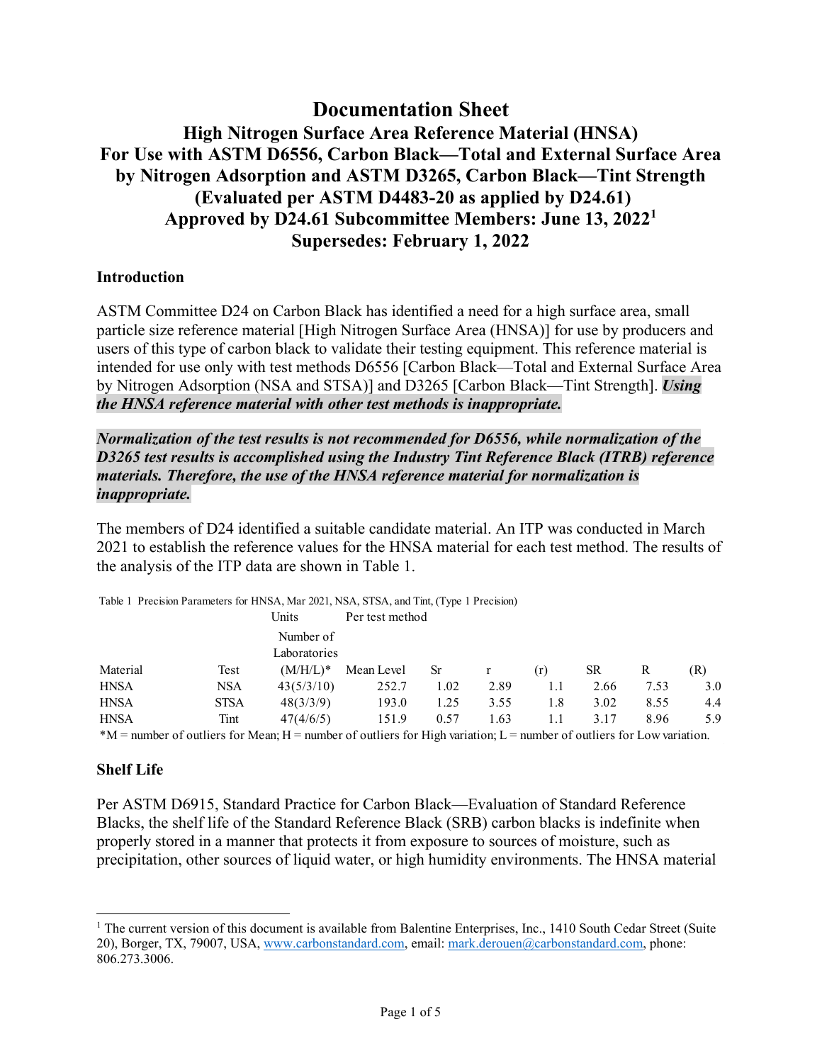# Documentation Sheet

## High Nitrogen Surface Area Reference Material (HNSA) For Use with ASTM D6556, Carbon Black—Total and External Surface Area by Nitrogen Adsorption and ASTM D3265, Carbon Black—Tint Strength (Evaluated per ASTM D4483-20 as applied by D24.61) Approved by D24.61 Subcommittee Members: June 13, 2022[1] Supersedes: February 1, 2022

### Introduction

ASTM Committee D24 on Carbon Black has identified a need for a high surface area, small particle size reference material [High Nitrogen Surface Area (HNSA)] for use by producers and users of this type of carbon black to validate their testing equipment. This reference material is intended for use only with test methods D6556 [Carbon Black—Total and External Surface Area by Nitrogen Adsorption (NSA and STSA)] and D3265 [Carbon Black—Tint Strength]. ***Using the HNSA reference material with other test methods is inappropriate.***

***Normalization of the test results is not recommended for D6556, while normalization of the D3265 test results is accomplished using the Industry Tint Reference Black (ITRB) reference materials. Therefore, the use of the HNSA reference material for normalization is inappropriate.***

The members of D24 identified a suitable candidate material. An ITP was conducted in March 2021 to establish the reference values for the HNSA material for each test method. The results of the analysis of the ITP data are shown in Table 1.

Table 1 Precision Parameters for HNSA, Mar 2021, NSA, STSA, and Tint, (Type 1 Precision)

| | | Units | Per test method | | | | | | |
|---|---|---|---|---|---|---|---|---|---|
| Material | Test | Number of Laboratories (M/H/L)* | Mean Level | Sr | r | (r) | SR | R | (R) |
| HNSA | NSA | 43(5/3/10) | 252.7 | 1.02 | 2.89 | 1.1 | 2.66 | 7.53 | 3.0 |
| HNSA | STSA | 48(3/3/9) | 193.0 | 1.25 | 3.55 | 1.8 | 3.02 | 8.55 | 4.4 |
| HNSA | Tint | 47(4/6/5) | 151.9 | 0.57 | 1.63 | 1.1 | 3.17 | 8.96 | 5.9 |

*M = number of outliers for Mean; H = number of outliers for High variation; L = number of outliers for Low variation.

### Shelf Life

Per ASTM D6915, Standard Practice for Carbon Black—Evaluation of Standard Reference Blacks, the shelf life of the Standard Reference Black (SRB) carbon blacks is indefinite when properly stored in a manner that protects it from exposure to sources of moisture, such as precipitation, other sources of liquid water, or high humidity environments. The HNSA material

---

[1] The current version of this document is available from Balentine Enterprises, Inc., 1410 South Cedar Street (Suite 20), Borger, TX, 79007, USA, www.carbonstandard.com, email: mark.derouen@carbonstandard.com, phone: 806.273.3006.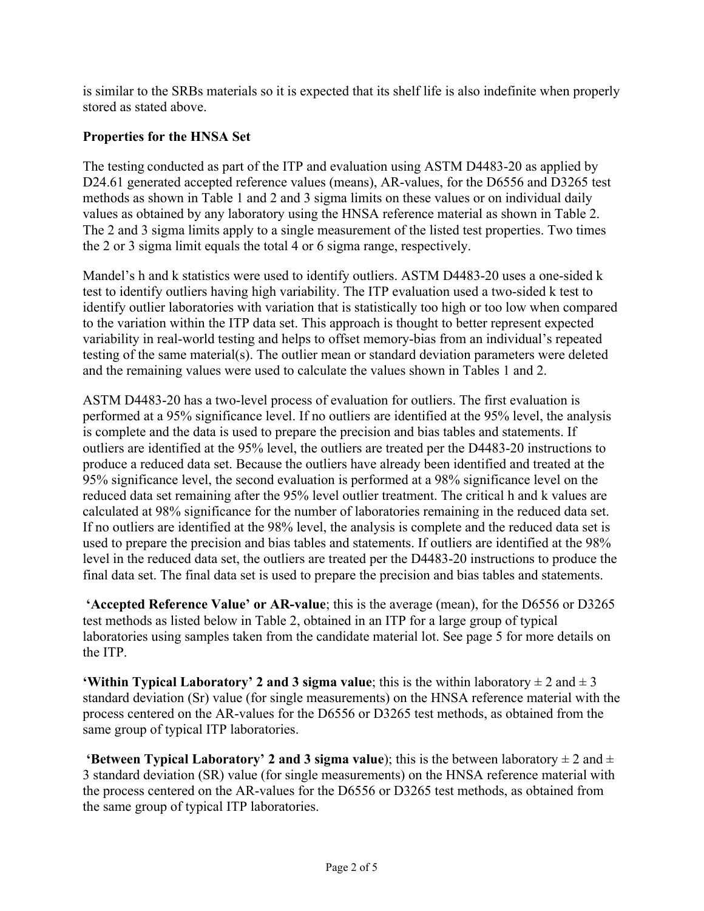is similar to the SRBs materials so it is expected that its shelf life is also indefinite when properly stored as stated above.

## Properties for the HNSA Set

The testing conducted as part of the ITP and evaluation using ASTM D4483-20 as applied by D24.61 generated accepted reference values (means), AR-values, for the D6556 and D3265 test methods as shown in Table 1 and 2 and 3 sigma limits on these values or on individual daily values as obtained by any laboratory using the HNSA reference material as shown in Table 2. The 2 and 3 sigma limits apply to a single measurement of the listed test properties. Two times the 2 or 3 sigma limit equals the total 4 or 6 sigma range, respectively.

Mandel's h and k statistics were used to identify outliers. ASTM D4483-20 uses a one-sided k test to identify outliers having high variability. The ITP evaluation used a two-sided k test to identify outlier laboratories with variation that is statistically too high or too low when compared to the variation within the ITP data set. This approach is thought to better represent expected variability in real-world testing and helps to offset memory-bias from an individual's repeated testing of the same material(s). The outlier mean or standard deviation parameters were deleted and the remaining values were used to calculate the values shown in Tables 1 and 2.

ASTM D4483-20 has a two-level process of evaluation for outliers. The first evaluation is performed at a 95% significance level. If no outliers are identified at the 95% level, the analysis is complete and the data is used to prepare the precision and bias tables and statements. If outliers are identified at the 95% level, the outliers are treated per the D4483-20 instructions to produce a reduced data set. Because the outliers have already been identified and treated at the 95% significance level, the second evaluation is performed at a 98% significance level on the reduced data set remaining after the 95% level outlier treatment. The critical h and k values are calculated at 98% significance for the number of laboratories remaining in the reduced data set. If no outliers are identified at the 98% level, the analysis is complete and the reduced data set is used to prepare the precision and bias tables and statements. If outliers are identified at the 98% level in the reduced data set, the outliers are treated per the D4483-20 instructions to produce the final data set. The final data set is used to prepare the precision and bias tables and statements.

**'Accepted Reference Value' or AR-value**; this is the average (mean), for the D6556 or D3265 test methods as listed below in Table 2, obtained in an ITP for a large group of typical laboratories using samples taken from the candidate material lot. See page 5 for more details on the ITP.

**'Within Typical Laboratory' 2 and 3 sigma value**; this is the within laboratory ± 2 and ± 3 standard deviation (Sr) value (for single measurements) on the HNSA reference material with the process centered on the AR-values for the D6556 or D3265 test methods, as obtained from the same group of typical ITP laboratories.

**'Between Typical Laboratory' 2 and 3 sigma value**); this is the between laboratory ± 2 and ± 3 standard deviation (SR) value (for single measurements) on the HNSA reference material with the process centered on the AR-values for the D6556 or D3265 test methods, as obtained from the same group of typical ITP laboratories.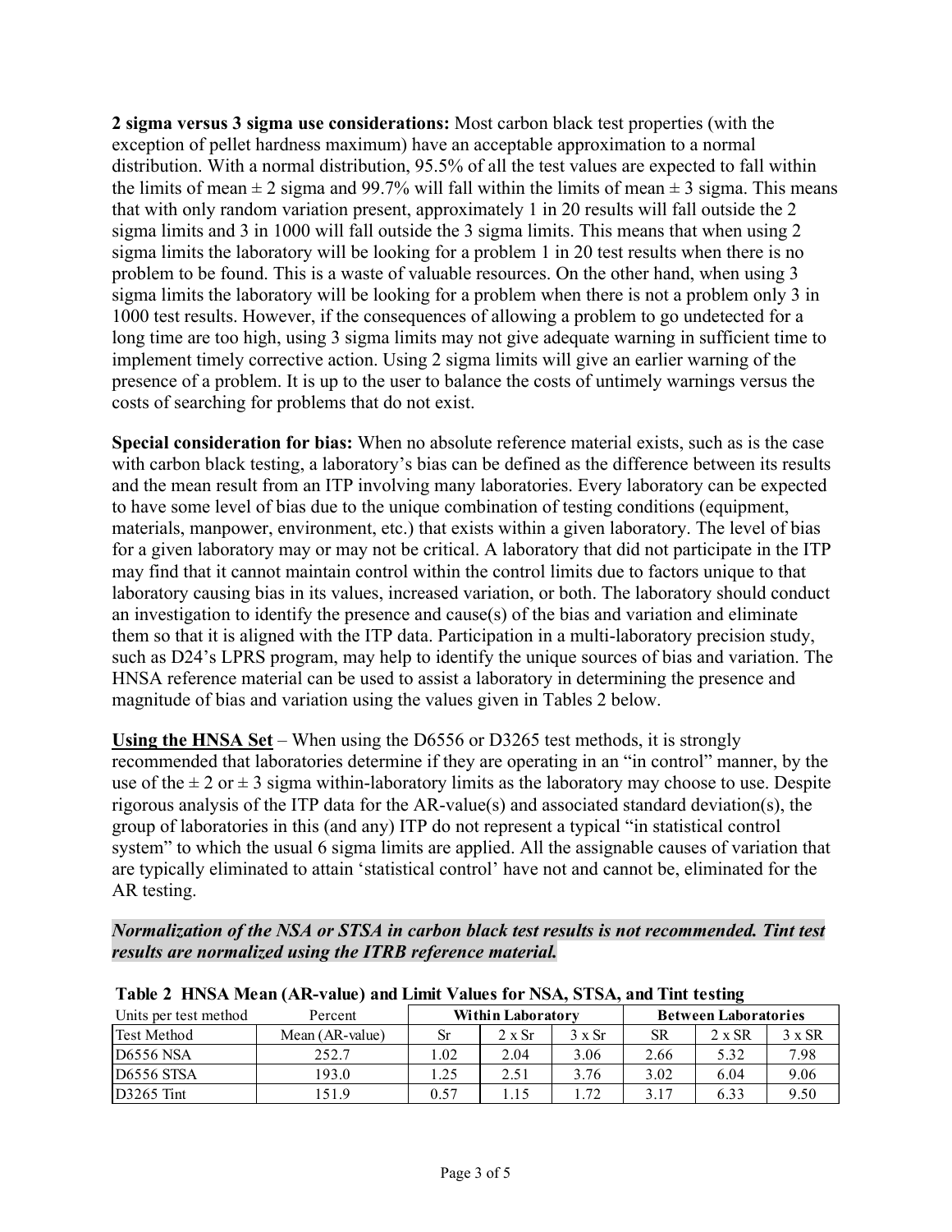**2 sigma versus 3 sigma use considerations:** Most carbon black test properties (with the exception of pellet hardness maximum) have an acceptable approximation to a normal distribution. With a normal distribution, 95.5% of all the test values are expected to fall within the limits of mean ± 2 sigma and 99.7% will fall within the limits of mean ± 3 sigma. This means that with only random variation present, approximately 1 in 20 results will fall outside the 2 sigma limits and 3 in 1000 will fall outside the 3 sigma limits. This means that when using 2 sigma limits the laboratory will be looking for a problem 1 in 20 test results when there is no problem to be found. This is a waste of valuable resources. On the other hand, when using 3 sigma limits the laboratory will be looking for a problem when there is not a problem only 3 in 1000 test results. However, if the consequences of allowing a problem to go undetected for a long time are too high, using 3 sigma limits may not give adequate warning in sufficient time to implement timely corrective action. Using 2 sigma limits will give an earlier warning of the presence of a problem. It is up to the user to balance the costs of untimely warnings versus the costs of searching for problems that do not exist.

**Special consideration for bias:** When no absolute reference material exists, such as is the case with carbon black testing, a laboratory's bias can be defined as the difference between its results and the mean result from an ITP involving many laboratories. Every laboratory can be expected to have some level of bias due to the unique combination of testing conditions (equipment, materials, manpower, environment, etc.) that exists within a given laboratory. The level of bias for a given laboratory may or may not be critical. A laboratory that did not participate in the ITP may find that it cannot maintain control within the control limits due to factors unique to that laboratory causing bias in its values, increased variation, or both. The laboratory should conduct an investigation to identify the presence and cause(s) of the bias and variation and eliminate them so that it is aligned with the ITP data. Participation in a multi-laboratory precision study, such as D24's LPRS program, may help to identify the unique sources of bias and variation. The HNSA reference material can be used to assist a laboratory in determining the presence and magnitude of bias and variation using the values given in Tables 2 below.

**Using the HNSA Set** – When using the D6556 or D3265 test methods, it is strongly recommended that laboratories determine if they are operating in an "in control" manner, by the use of the ± 2 or ± 3 sigma within-laboratory limits as the laboratory may choose to use. Despite rigorous analysis of the ITP data for the AR-value(s) and associated standard deviation(s), the group of laboratories in this (and any) ITP do not represent a typical "in statistical control system" to which the usual 6 sigma limits are applied. All the assignable causes of variation that are typically eliminated to attain 'statistical control' have not and cannot be, eliminated for the AR testing.

***Normalization of the NSA or STSA in carbon black test results is not recommended. Tint test results are normalized using the ITRB reference material.***

**Table 2 HNSA Mean (AR-value) and Limit Values for NSA, STSA, and Tint testing**

| Units per test method | Percent | Within Laboratory | | | Between Laboratories | | |
|---|---|---|---|---|---|---|---|
| Test Method | Mean (AR-value) | Sr | 2 x Sr | 3 x Sr | SR | 2 x SR | 3 x SR |
| D6556 NSA | 252.7 | 1.02 | 2.04 | 3.06 | 2.66 | 5.32 | 7.98 |
| D6556 STSA | 193.0 | 1.25 | 2.51 | 3.76 | 3.02 | 6.04 | 9.06 |
| D3265 Tint | 151.9 | 0.57 | 1.15 | 1.72 | 3.17 | 6.33 | 9.50 |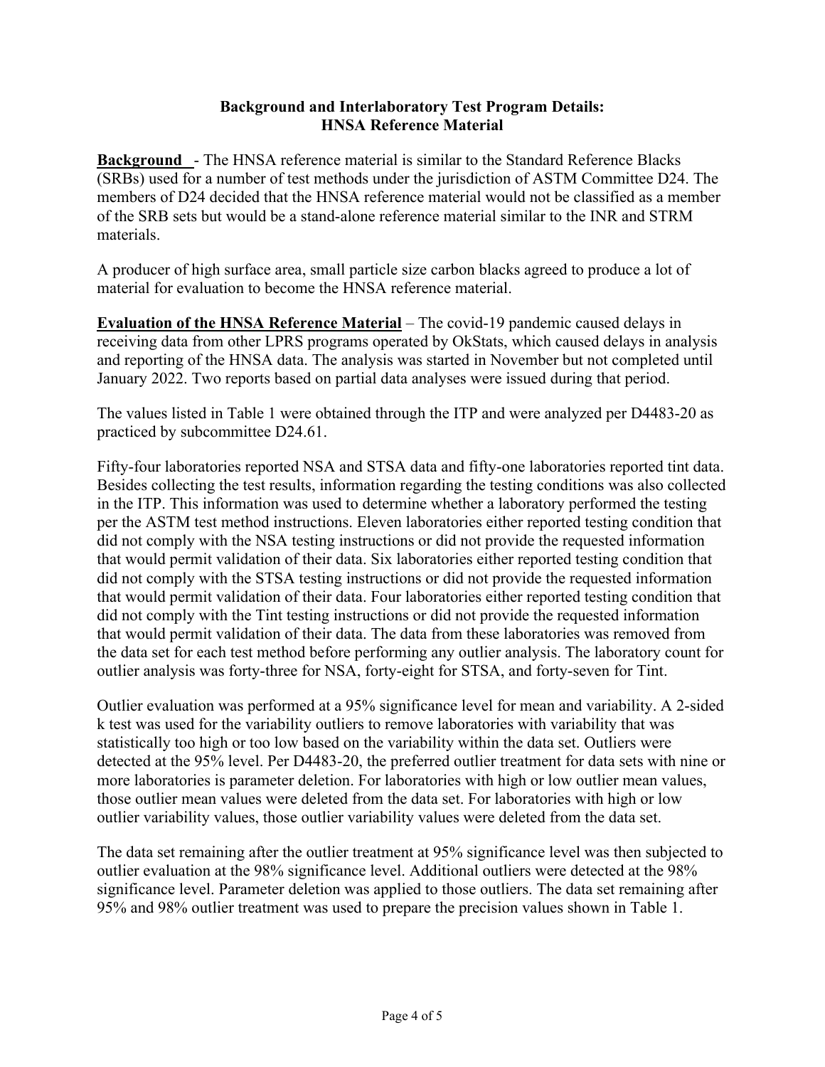# Background and Interlaboratory Test Program Details: HNSA Reference Material

**Background** - The HNSA reference material is similar to the Standard Reference Blacks (SRBs) used for a number of test methods under the jurisdiction of ASTM Committee D24. The members of D24 decided that the HNSA reference material would not be classified as a member of the SRB sets but would be a stand-alone reference material similar to the INR and STRM materials.

A producer of high surface area, small particle size carbon blacks agreed to produce a lot of material for evaluation to become the HNSA reference material.

**Evaluation of the HNSA Reference Material** – The covid-19 pandemic caused delays in receiving data from other LPRS programs operated by OkStats, which caused delays in analysis and reporting of the HNSA data. The analysis was started in November but not completed until January 2022. Two reports based on partial data analyses were issued during that period.

The values listed in Table 1 were obtained through the ITP and were analyzed per D4483-20 as practiced by subcommittee D24.61.

Fifty-four laboratories reported NSA and STSA data and fifty-one laboratories reported tint data. Besides collecting the test results, information regarding the testing conditions was also collected in the ITP. This information was used to determine whether a laboratory performed the testing per the ASTM test method instructions. Eleven laboratories either reported testing condition that did not comply with the NSA testing instructions or did not provide the requested information that would permit validation of their data. Six laboratories either reported testing condition that did not comply with the STSA testing instructions or did not provide the requested information that would permit validation of their data. Four laboratories either reported testing condition that did not comply with the Tint testing instructions or did not provide the requested information that would permit validation of their data. The data from these laboratories was removed from the data set for each test method before performing any outlier analysis. The laboratory count for outlier analysis was forty-three for NSA, forty-eight for STSA, and forty-seven for Tint.

Outlier evaluation was performed at a 95% significance level for mean and variability. A 2-sided k test was used for the variability outliers to remove laboratories with variability that was statistically too high or too low based on the variability within the data set. Outliers were detected at the 95% level. Per D4483-20, the preferred outlier treatment for data sets with nine or more laboratories is parameter deletion. For laboratories with high or low outlier mean values, those outlier mean values were deleted from the data set. For laboratories with high or low outlier variability values, those outlier variability values were deleted from the data set.

The data set remaining after the outlier treatment at 95% significance level was then subjected to outlier evaluation at the 98% significance level. Additional outliers were detected at the 98% significance level. Parameter deletion was applied to those outliers. The data set remaining after 95% and 98% outlier treatment was used to prepare the precision values shown in Table 1.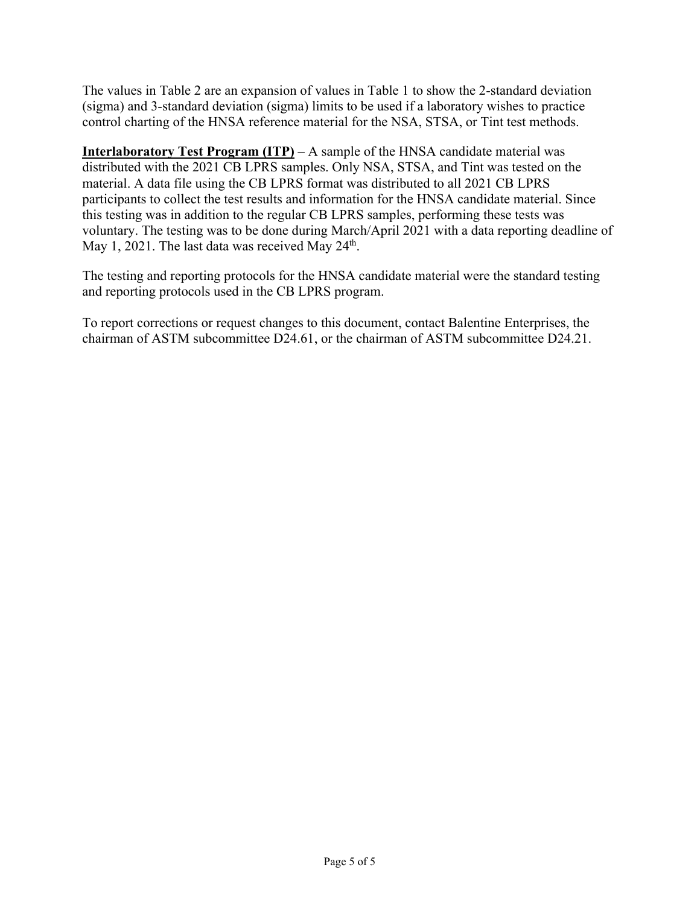The values in Table 2 are an expansion of values in Table 1 to show the 2-standard deviation (sigma) and 3-standard deviation (sigma) limits to be used if a laboratory wishes to practice control charting of the HNSA reference material for the NSA, STSA, or Tint test methods.

**Interlaboratory Test Program (ITP)** – A sample of the HNSA candidate material was distributed with the 2021 CB LPRS samples. Only NSA, STSA, and Tint was tested on the material. A data file using the CB LPRS format was distributed to all 2021 CB LPRS participants to collect the test results and information for the HNSA candidate material. Since this testing was in addition to the regular CB LPRS samples, performing these tests was voluntary. The testing was to be done during March/April 2021 with a data reporting deadline of May 1, 2021. The last data was received May 24th.

The testing and reporting protocols for the HNSA candidate material were the standard testing and reporting protocols used in the CB LPRS program.

To report corrections or request changes to this document, contact Balentine Enterprises, the chairman of ASTM subcommittee D24.61, or the chairman of ASTM subcommittee D24.21.